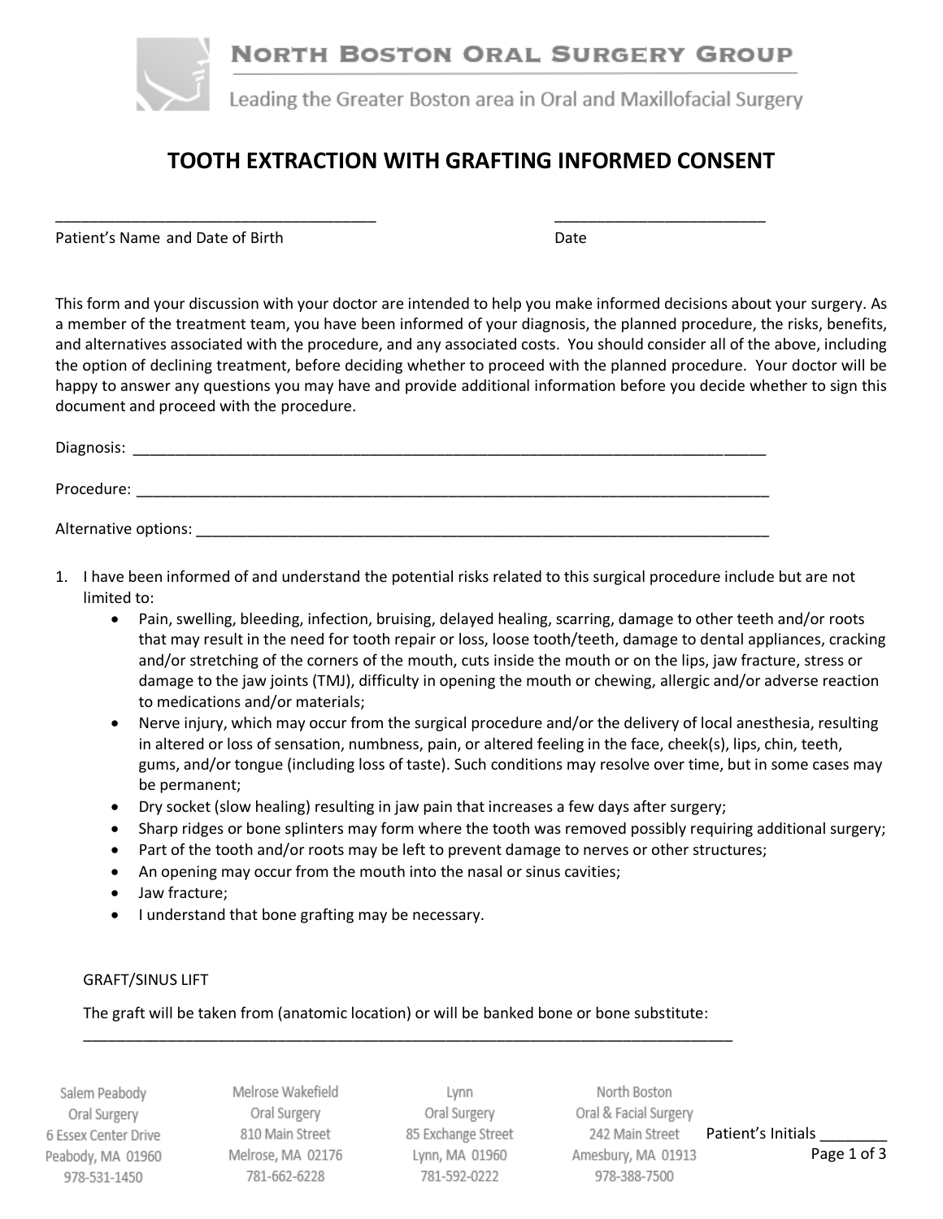NORTH BOSTON ORAL SURGERY GROUP

Leading the Greater Boston area in Oral and Maxillofacial Surgery

# TOOTH EXTRACTION WITH GRAFTING INFORMED CONSENT

_______________________________________ _________________________

Patient's Name and Date of Birth Date

This form and your discussion with your doctor are intended to help you make informed decisions about your surgery. As a member of the treatment team, you have been informed of your diagnosis, the planned procedure, the risks, benefits, and alternatives associated with the procedure, and any associated costs. You should consider all of the above, including the option of declining treatment, before deciding whether to proceed with the planned procedure. Your doctor will be happy to answer any questions you may have and provide additional information before you decide whether to sign this document and proceed with the procedure.

Diagnosis: ______________________________________________________________________________

Procedure: ______________________________________________________________________________

Alternative options: _______________________________________________________________________

1. I have been informed of and understand the potential risks related to this surgical procedure include but are not limited to:
   - Pain, swelling, bleeding, infection, bruising, delayed healing, scarring, damage to other teeth and/or roots that may result in the need for tooth repair or loss, loose tooth/teeth, damage to dental appliances, cracking and/or stretching of the corners of the mouth, cuts inside the mouth or on the lips, jaw fracture, stress or damage to the jaw joints (TMJ), difficulty in opening the mouth or chewing, allergic and/or adverse reaction to medications and/or materials;
   - Nerve injury, which may occur from the surgical procedure and/or the delivery of local anesthesia, resulting in altered or loss of sensation, numbness, pain, or altered feeling in the face, cheek(s), lips, chin, teeth, gums, and/or tongue (including loss of taste). Such conditions may resolve over time, but in some cases may be permanent;
   - Dry socket (slow healing) resulting in jaw pain that increases a few days after surgery;
   - Sharp ridges or bone splinters may form where the tooth was removed possibly requiring additional surgery;
   - Part of the tooth and/or roots may be left to prevent damage to nerves or other structures;
   - An opening may occur from the mouth into the nasal or sinus cavities;
   - Jaw fracture;
   - I understand that bone grafting may be necessary.

GRAFT/SINUS LIFT

The graft will be taken from (anatomic location) or will be banked bone or bone substitute:

_________________________________________________________________________________

Salem Peabody Oral Surgery
6 Essex Center Drive
Peabody, MA 01960
978-531-1450

Melrose Wakefield Oral Surgery
810 Main Street
Melrose, MA 02176
781-662-6228

Lynn Oral Surgery
85 Exchange Street
Lynn, MA 01960
781-592-0222

North Boston Oral & Facial Surgery
242 Main Street
Amesbury, MA 01913
978-388-7500

Patient's Initials ________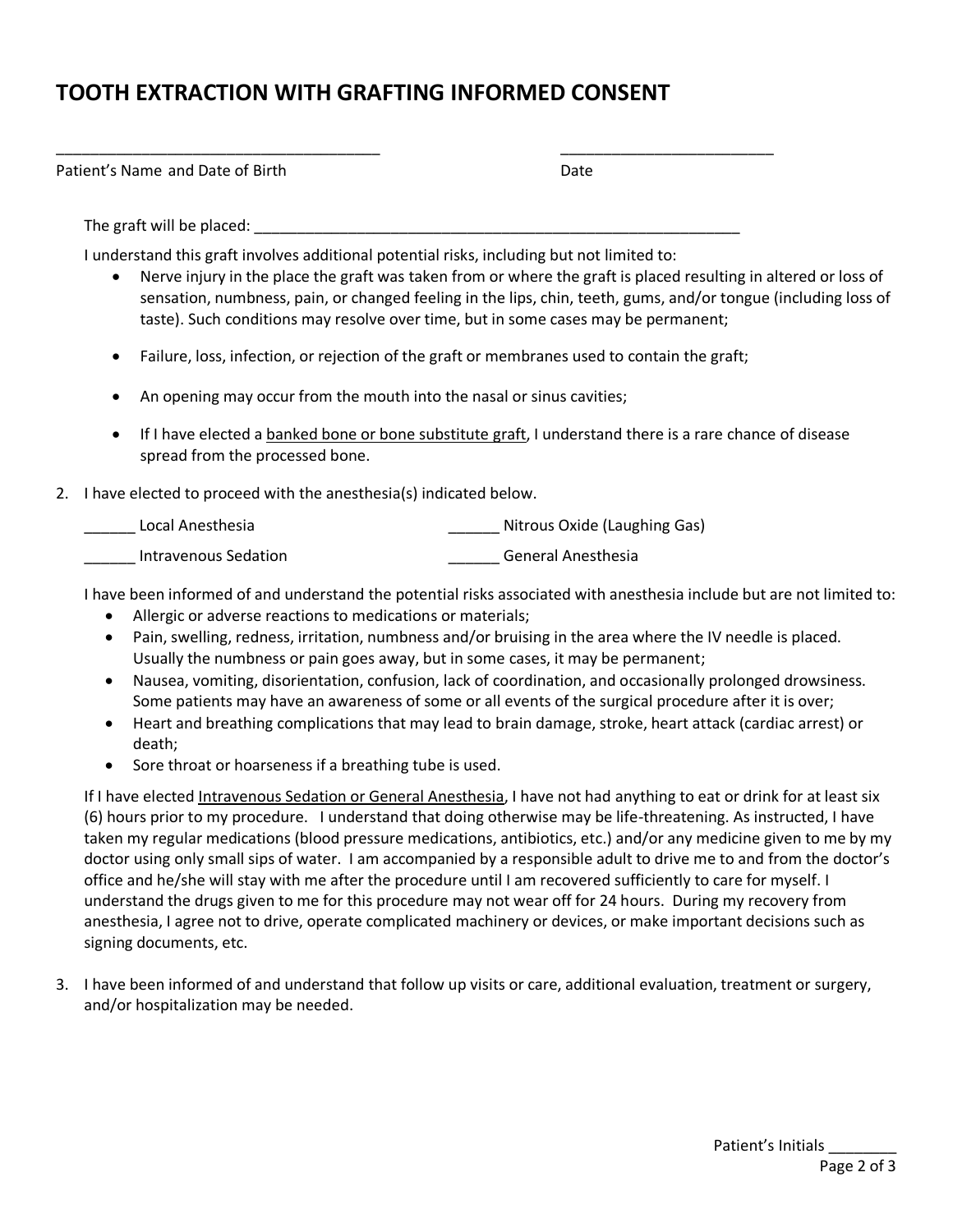# TOOTH EXTRACTION WITH GRAFTING INFORMED CONSENT

_____________________________________ _________________________

Patient's Name and Date of Birth Date

The graft will be placed: ___________________________________________________________

I understand this graft involves additional potential risks, including but not limited to:

- Nerve injury in the place the graft was taken from or where the graft is placed resulting in altered or loss of sensation, numbness, pain, or changed feeling in the lips, chin, teeth, gums, and/or tongue (including loss of taste). Such conditions may resolve over time, but in some cases may be permanent;
- Failure, loss, infection, or rejection of the graft or membranes used to contain the graft;
- An opening may occur from the mouth into the nasal or sinus cavities;
- If I have elected a <u>banked bone or bone substitute graft</u>, I understand there is a rare chance of disease spread from the processed bone.

2. I have elected to proceed with the anesthesia(s) indicated below.

______ Local Anesthesia ______ Nitrous Oxide (Laughing Gas)

______ Intravenous Sedation ______ General Anesthesia

I have been informed of and understand the potential risks associated with anesthesia include but are not limited to:

- Allergic or adverse reactions to medications or materials;
- Pain, swelling, redness, irritation, numbness and/or bruising in the area where the IV needle is placed. Usually the numbness or pain goes away, but in some cases, it may be permanent;
- Nausea, vomiting, disorientation, confusion, lack of coordination, and occasionally prolonged drowsiness. Some patients may have an awareness of some or all events of the surgical procedure after it is over;
- Heart and breathing complications that may lead to brain damage, stroke, heart attack (cardiac arrest) or death;
- Sore throat or hoarseness if a breathing tube is used.

If I have elected <u>Intravenous Sedation or General Anesthesia</u>, I have not had anything to eat or drink for at least six (6) hours prior to my procedure. I understand that doing otherwise may be life-threatening. As instructed, I have taken my regular medications (blood pressure medications, antibiotics, etc.) and/or any medicine given to me by my doctor using only small sips of water. I am accompanied by a responsible adult to drive me to and from the doctor's office and he/she will stay with me after the procedure until I am recovered sufficiently to care for myself. I understand the drugs given to me for this procedure may not wear off for 24 hours. During my recovery from anesthesia, I agree not to drive, operate complicated machinery or devices, or make important decisions such as signing documents, etc.

3. I have been informed of and understand that follow up visits or care, additional evaluation, treatment or surgery, and/or hospitalization may be needed.

Patient's Initials ________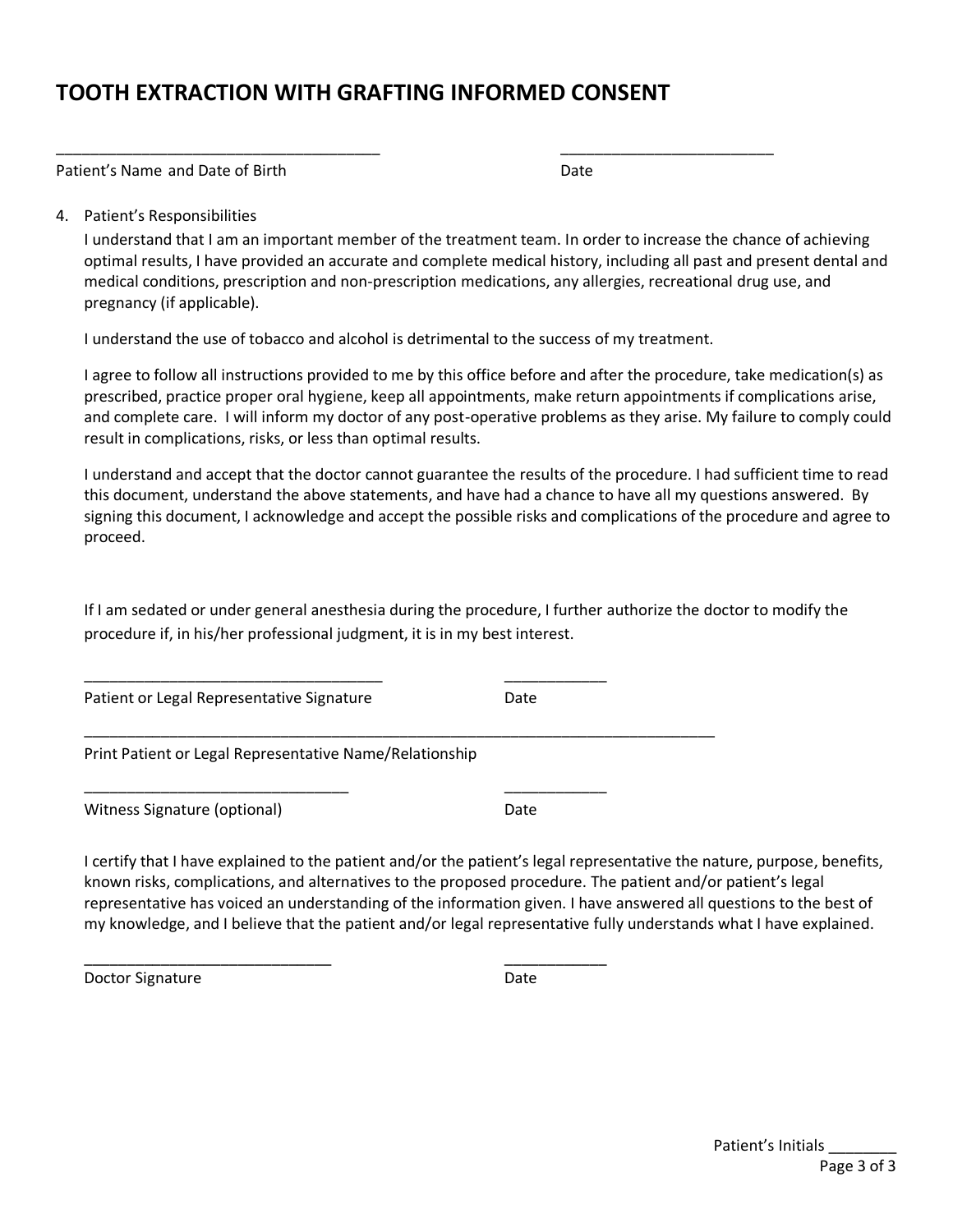# TOOTH EXTRACTION WITH GRAFTING INFORMED CONSENT

_____________________________________ &nbsp;&nbsp;&nbsp;&nbsp;&nbsp;&nbsp;&nbsp;&nbsp;&nbsp;&nbsp; _________________________

Patient's Name and Date of Birth &nbsp;&nbsp;&nbsp;&nbsp;&nbsp;&nbsp;&nbsp;&nbsp;&nbsp;&nbsp; Date

4. Patient's Responsibilities

   I understand that I am an important member of the treatment team. In order to increase the chance of achieving optimal results, I have provided an accurate and complete medical history, including all past and present dental and medical conditions, prescription and non-prescription medications, any allergies, recreational drug use, and pregnancy (if applicable).

   I understand the use of tobacco and alcohol is detrimental to the success of my treatment.

   I agree to follow all instructions provided to me by this office before and after the procedure, take medication(s) as prescribed, practice proper oral hygiene, keep all appointments, make return appointments if complications arise, and complete care. I will inform my doctor of any post-operative problems as they arise. My failure to comply could result in complications, risks, or less than optimal results.

   I understand and accept that the doctor cannot guarantee the results of the procedure. I had sufficient time to read this document, understand the above statements, and have had a chance to have all my questions answered. By signing this document, I acknowledge and accept the possible risks and complications of the procedure and agree to proceed.

   If I am sedated or under general anesthesia during the procedure, I further authorize the doctor to modify the procedure if, in his/her professional judgment, it is in my best interest.

   ___________________________________ &nbsp;&nbsp;&nbsp;&nbsp;&nbsp;&nbsp;&nbsp;&nbsp;&nbsp;&nbsp; ____________

   Patient or Legal Representative Signature &nbsp;&nbsp;&nbsp;&nbsp;&nbsp;&nbsp;&nbsp;&nbsp;&nbsp;&nbsp; Date

   ___________________________________________________________________________

   Print Patient or Legal Representative Name/Relationship

   _______________________________ &nbsp;&nbsp;&nbsp;&nbsp;&nbsp;&nbsp;&nbsp;&nbsp;&nbsp;&nbsp; ____________

   Witness Signature (optional) &nbsp;&nbsp;&nbsp;&nbsp;&nbsp;&nbsp;&nbsp;&nbsp;&nbsp;&nbsp; Date

   I certify that I have explained to the patient and/or the patient's legal representative the nature, purpose, benefits, known risks, complications, and alternatives to the proposed procedure. The patient and/or patient's legal representative has voiced an understanding of the information given. I have answered all questions to the best of my knowledge, and I believe that the patient and/or legal representative fully understands what I have explained.

   _____________________________ &nbsp;&nbsp;&nbsp;&nbsp;&nbsp;&nbsp;&nbsp;&nbsp;&nbsp;&nbsp; ____________

   Doctor Signature &nbsp;&nbsp;&nbsp;&nbsp;&nbsp;&nbsp;&nbsp;&nbsp;&nbsp;&nbsp; Date

Patient's Initials ________